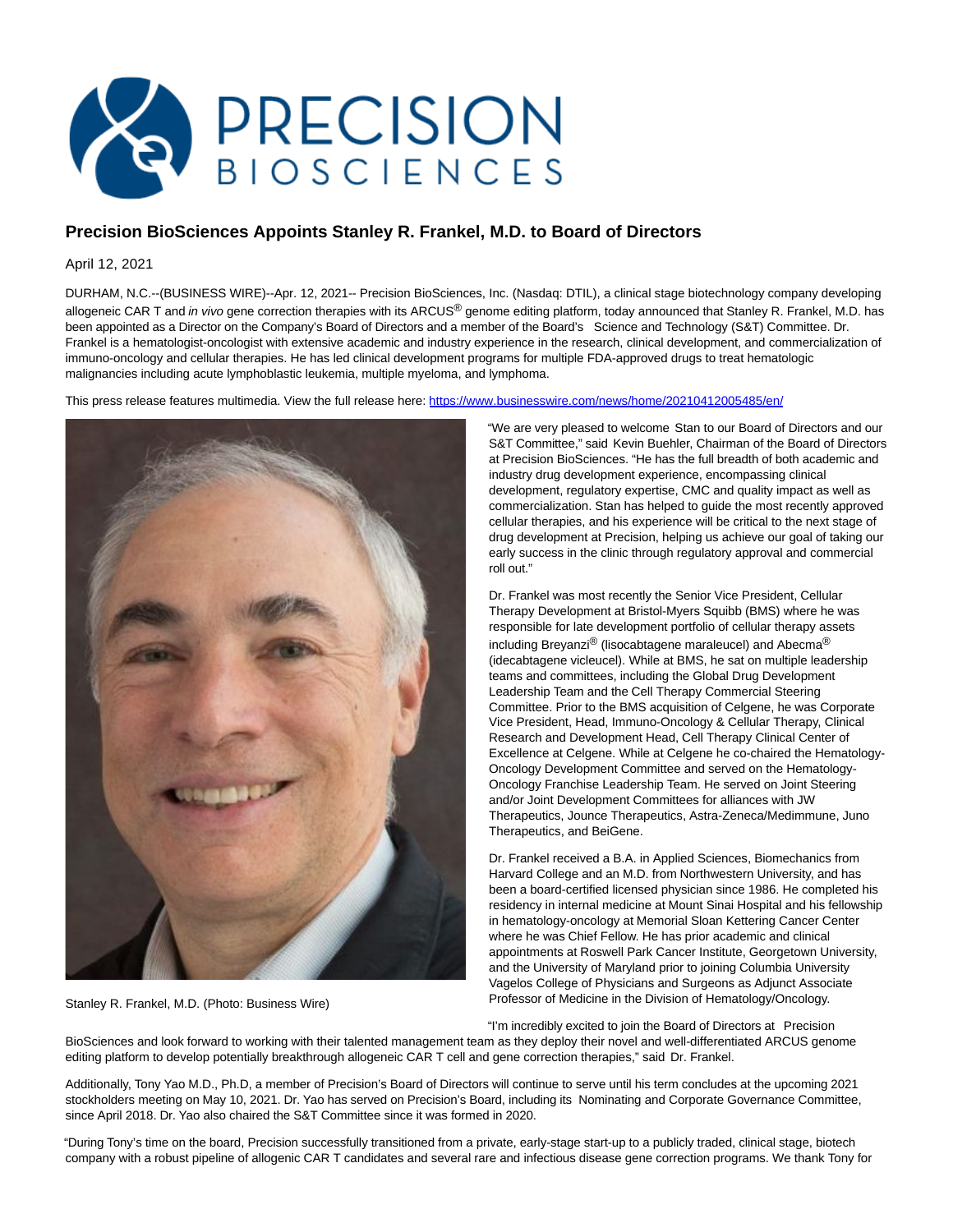# Precision BioSciences Appoints Stanley R. Frankel, M.D. to Board of Directors

April 12, 2021

DURHAM, N.C.--(BUSINESS WIRE)--Apr. 12, 2021-- Precision BioSciences, Inc. (Nasdaq: DTIL), a clinical stage biotechnology company developing allogeneic CAR T and *in vivo* gene correction therapies with its ARCUS® genome editing platform, today announced that Stanley R. Frankel, M.D. has been appointed as a Director on the Company's Board of Directors and a member of the Board's Science and Technology (S&T) Committee. Dr. Frankel is a hematologist-oncologist with extensive academic and industry experience in the research, clinical development, and commercialization of immuno-oncology and cellular therapies. He has led clinical development programs for multiple FDA-approved drugs to treat hematologic malignancies including acute lymphoblastic leukemia, multiple myeloma, and lymphoma.

This press release features multimedia. View the full release here: https://www.businesswire.com/news/home/20210412005485/en/

Stanley R. Frankel, M.D. (Photo: Business Wire)

"We are very pleased to welcome Stan to our Board of Directors and our S&T Committee," said Kevin Buehler, Chairman of the Board of Directors at Precision BioSciences. "He has the full breadth of both academic and industry drug development experience, encompassing clinical development, regulatory expertise, CMC and quality impact as well as commercialization. Stan has helped to guide the most recently approved cellular therapies, and his experience will be critical to the next stage of drug development at Precision, helping us achieve our goal of taking our early success in the clinic through regulatory approval and commercial roll out."

Dr. Frankel was most recently the Senior Vice President, Cellular Therapy Development at Bristol-Myers Squibb (BMS) where he was responsible for late development portfolio of cellular therapy assets including Breyanzi® (lisocabtagene maraleucel) and Abecma® (idecabtagene vicleucel). While at BMS, he sat on multiple leadership teams and committees, including the Global Drug Development Leadership Team and the Cell Therapy Commercial Steering Committee. Prior to the BMS acquisition of Celgene, he was Corporate Vice President, Head, Immuno-Oncology & Cellular Therapy, Clinical Research and Development Head, Cell Therapy Clinical Center of Excellence at Celgene. While at Celgene he co-chaired the Hematology-Oncology Development Committee and served on the Hematology-Oncology Franchise Leadership Team. He served on Joint Steering and/or Joint Development Committees for alliances with JW Therapeutics, Jounce Therapeutics, Astra-Zeneca/Medimmune, Juno Therapeutics, and BeiGene.

Dr. Frankel received a B.A. in Applied Sciences, Biomechanics from Harvard College and an M.D. from Northwestern University, and has been a board-certified licensed physician since 1986. He completed his residency in internal medicine at Mount Sinai Hospital and his fellowship in hematology-oncology at Memorial Sloan Kettering Cancer Center where he was Chief Fellow. He has prior academic and clinical appointments at Roswell Park Cancer Institute, Georgetown University, and the University of Maryland prior to joining Columbia University Vagelos College of Physicians and Surgeons as Adjunct Associate Professor of Medicine in the Division of Hematology/Oncology.

"I'm incredibly excited to join the Board of Directors at Precision BioSciences and look forward to working with their talented management team as they deploy their novel and well-differentiated ARCUS genome editing platform to develop potentially breakthrough allogeneic CAR T cell and gene correction therapies," said Dr. Frankel.

Additionally, Tony Yao M.D., Ph.D, a member of Precision's Board of Directors will continue to serve until his term concludes at the upcoming 2021 stockholders meeting on May 10, 2021. Dr. Yao has served on Precision's Board, including its Nominating and Corporate Governance Committee, since April 2018. Dr. Yao also chaired the S&T Committee since it was formed in 2020.

"During Tony's time on the board, Precision successfully transitioned from a private, early-stage start-up to a publicly traded, clinical stage, biotech company with a robust pipeline of allogenic CAR T candidates and several rare and infectious disease gene correction programs. We thank Tony for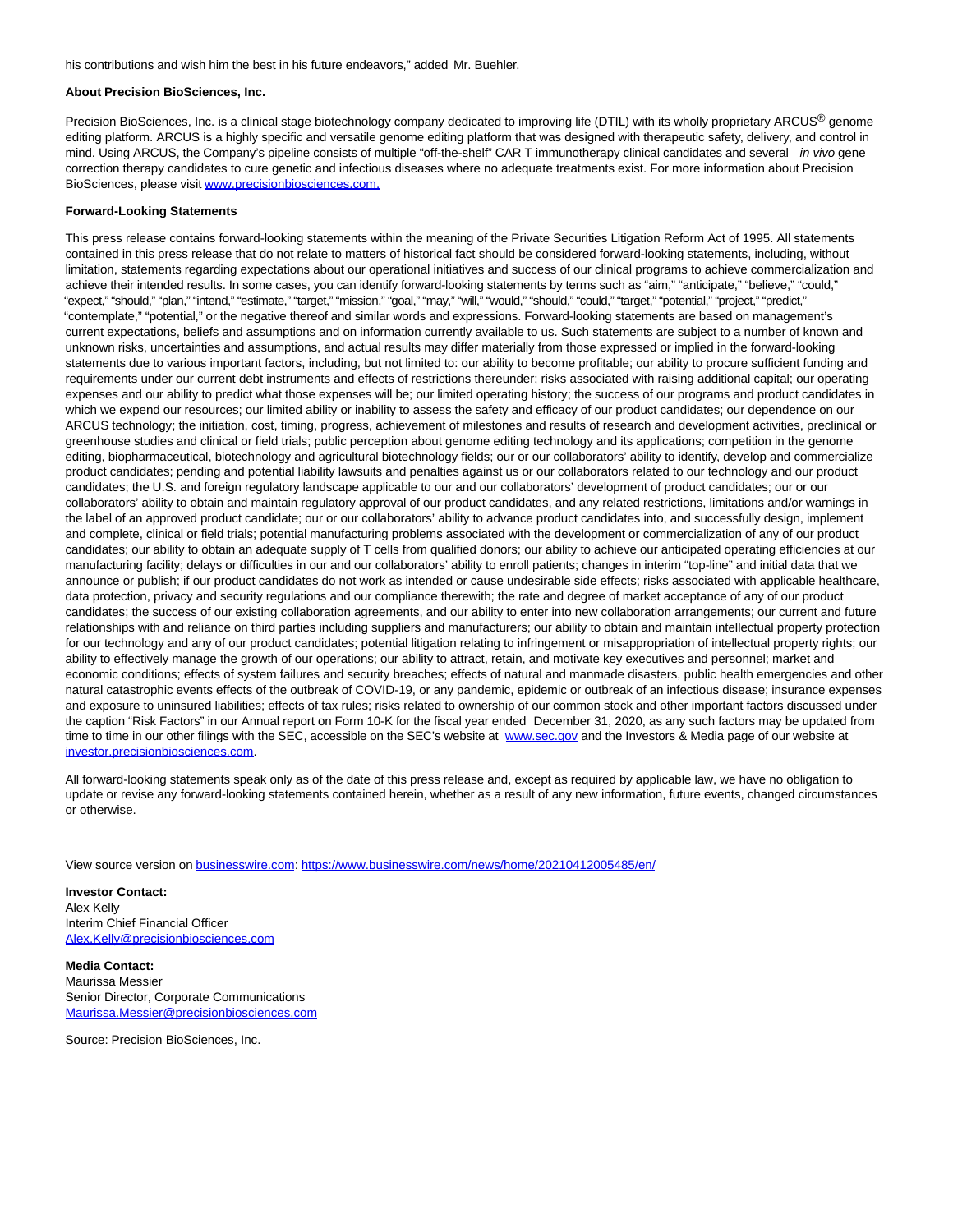his contributions and wish him the best in his future endeavors," added Mr. Buehler.

**About Precision BioSciences, Inc.**

Precision BioSciences, Inc. is a clinical stage biotechnology company dedicated to improving life (DTIL) with its wholly proprietary ARCUS® genome editing platform. ARCUS is a highly specific and versatile genome editing platform that was designed with therapeutic safety, delivery, and control in mind. Using ARCUS, the Company's pipeline consists of multiple "off-the-shelf" CAR T immunotherapy clinical candidates and several *in vivo* gene correction therapy candidates to cure genetic and infectious diseases where no adequate treatments exist. For more information about Precision BioSciences, please visit [www.precisionbiosciences.com.](http://www.precisionbiosciences.com)

**Forward-Looking Statements**

This press release contains forward-looking statements within the meaning of the Private Securities Litigation Reform Act of 1995. All statements contained in this press release that do not relate to matters of historical fact should be considered forward-looking statements, including, without limitation, statements regarding expectations about our operational initiatives and success of our clinical programs to achieve commercialization and achieve their intended results. In some cases, you can identify forward-looking statements by terms such as "aim," "anticipate," "believe," "could," "expect," "should," "plan," "intend," "estimate," "target," "mission," "goal," "may," "will," "would," "should," "could," "target," "potential," "project," "predict," "contemplate," "potential," or the negative thereof and similar words and expressions. Forward-looking statements are based on management's current expectations, beliefs and assumptions and on information currently available to us. Such statements are subject to a number of known and unknown risks, uncertainties and assumptions, and actual results may differ materially from those expressed or implied in the forward-looking statements due to various important factors, including, but not limited to: our ability to become profitable; our ability to procure sufficient funding and requirements under our current debt instruments and effects of restrictions thereunder; risks associated with raising additional capital; our operating expenses and our ability to predict what those expenses will be; our limited operating history; the success of our programs and product candidates in which we expend our resources; our limited ability or inability to assess the safety and efficacy of our product candidates; our dependence on our ARCUS technology; the initiation, cost, timing, progress, achievement of milestones and results of research and development activities, preclinical or greenhouse studies and clinical or field trials; public perception about genome editing technology and its applications; competition in the genome editing, biopharmaceutical, biotechnology and agricultural biotechnology fields; our or our collaborators' ability to identify, develop and commercialize product candidates; pending and potential liability lawsuits and penalties against us or our collaborators related to our technology and our product candidates; the U.S. and foreign regulatory landscape applicable to our and our collaborators' development of product candidates; our or our collaborators' ability to obtain and maintain regulatory approval of our product candidates, and any related restrictions, limitations and/or warnings in the label of an approved product candidate; our or our collaborators' ability to advance product candidates into, and successfully design, implement and complete, clinical or field trials; potential manufacturing problems associated with the development or commercialization of any of our product candidates; our ability to obtain an adequate supply of T cells from qualified donors; our ability to achieve our anticipated operating efficiencies at our manufacturing facility; delays or difficulties in our and our collaborators' ability to enroll patients; changes in interim "top-line" and initial data that we announce or publish; if our product candidates do not work as intended or cause undesirable side effects; risks associated with applicable healthcare, data protection, privacy and security regulations and our compliance therewith; the rate and degree of market acceptance of any of our product candidates; the success of our existing collaboration agreements, and our ability to enter into new collaboration arrangements; our current and future relationships with and reliance on third parties including suppliers and manufacturers; our ability to obtain and maintain intellectual property protection for our technology and any of our product candidates; potential litigation relating to infringement or misappropriation of intellectual property rights; our ability to effectively manage the growth of our operations; our ability to attract, retain, and motivate key executives and personnel; market and economic conditions; effects of system failures and security breaches; effects of natural and manmade disasters, public health emergencies and other natural catastrophic events effects of the outbreak of COVID-19, or any pandemic, epidemic or outbreak of an infectious disease; insurance expenses and exposure to uninsured liabilities; effects of tax rules; risks related to ownership of our common stock and other important factors discussed under the caption "Risk Factors" in our Annual report on Form 10-K for the fiscal year ended December 31, 2020, as any such factors may be updated from time to time in our other filings with the SEC, accessible on the SEC's website at [www.sec.gov](http://www.sec.gov) and the Investors & Media page of our website at [investor.precisionbiosciences.com](http://investor.precisionbiosciences.com).

All forward-looking statements speak only as of the date of this press release and, except as required by applicable law, we have no obligation to update or revise any forward-looking statements contained herein, whether as a result of any new information, future events, changed circumstances or otherwise.

View source version on [businesswire.com](http://businesswire.com): [https://www.businesswire.com/news/home/20210412005485/en/](https://www.businesswire.com/news/home/20210412005485/en/)

**Investor Contact:**
Alex Kelly
Interim Chief Financial Officer
[Alex.Kelly@precisionbiosciences.com](mailto:Alex.Kelly@precisionbiosciences.com)

**Media Contact:**
Maurissa Messier
Senior Director, Corporate Communications
[Maurissa.Messier@precisionbiosciences.com](mailto:Maurissa.Messier@precisionbiosciences.com)

Source: Precision BioSciences, Inc.